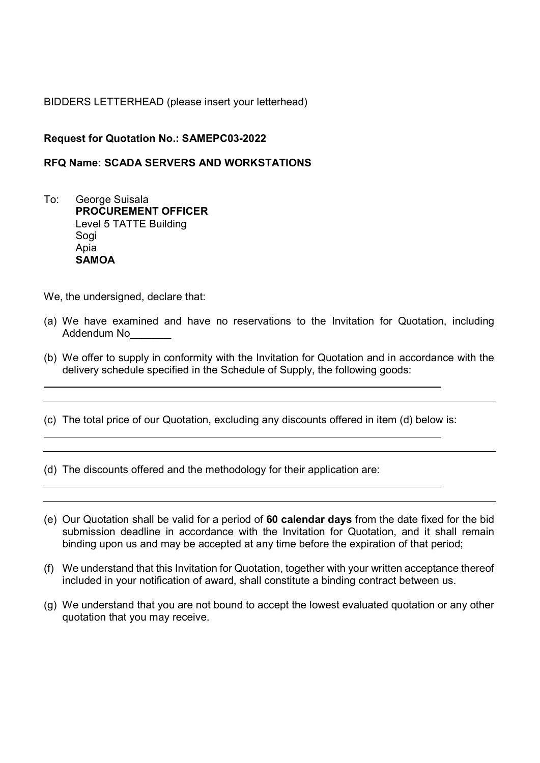BIDDERS LETTERHEAD (please insert your letterhead)

**Request for Quotation No.: SAMEPC03-2022**

**RFQ Name: SCADA SERVERS AND WORKSTATIONS**

To: George Suisala
**PROCUREMENT OFFICER**
Level 5 TATTE Building
Sogi
Apia
**SAMOA**

We, the undersigned, declare that:

(a) We have examined and have no reservations to the Invitation for Quotation, including Addendum No_______

(b) We offer to supply in conformity with the Invitation for Quotation and in accordance with the delivery schedule specified in the Schedule of Supply, the following goods:

_______________________________________________________________

_______________________________________________________________

(c) The total price of our Quotation, excluding any discounts offered in item (d) below is:

_______________________________________________________________

_______________________________________________________________

(d) The discounts offered and the methodology for their application are:

_______________________________________________________________

_______________________________________________________________

(e) Our Quotation shall be valid for a period of **60 calendar days** from the date fixed for the bid submission deadline in accordance with the Invitation for Quotation, and it shall remain binding upon us and may be accepted at any time before the expiration of that period;

(f) We understand that this Invitation for Quotation, together with your written acceptance thereof included in your notification of award, shall constitute a binding contract between us.

(g) We understand that you are not bound to accept the lowest evaluated quotation or any other quotation that you may receive.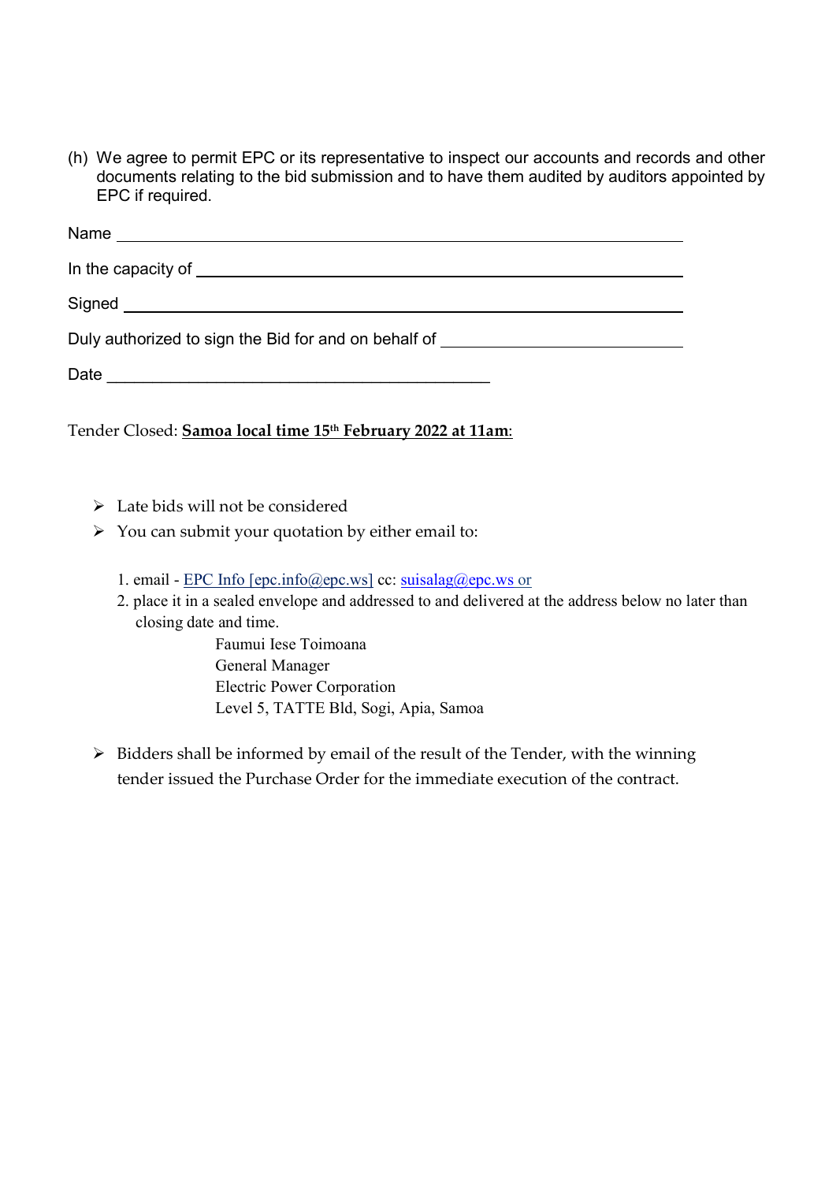(h) We agree to permit EPC or its representative to inspect our accounts and records and other documents relating to the bid submission and to have them audited by auditors appointed by EPC if required.

Name ______________________________________________

In the capacity of ______________________________________________

Signed ______________________________________________

Duly authorized to sign the Bid for and on behalf of ______________________

Date ______________________________

Tender Closed: **Samoa local time 15th February 2022 at 11am**:

- Late bids will not be considered
- You can submit your quotation by either email to:

   1. email - EPC Info [epc.info@epc.ws] cc: suisalag@epc.ws or
   2. place it in a sealed envelope and addressed to and delivered at the address below no later than closing date and time.

      Faumui Iese Toimoana
      General Manager
      Electric Power Corporation
      Level 5, TATTE Bld, Sogi, Apia, Samoa

- Bidders shall be informed by email of the result of the Tender, with the winning tender issued the Purchase Order for the immediate execution of the contract.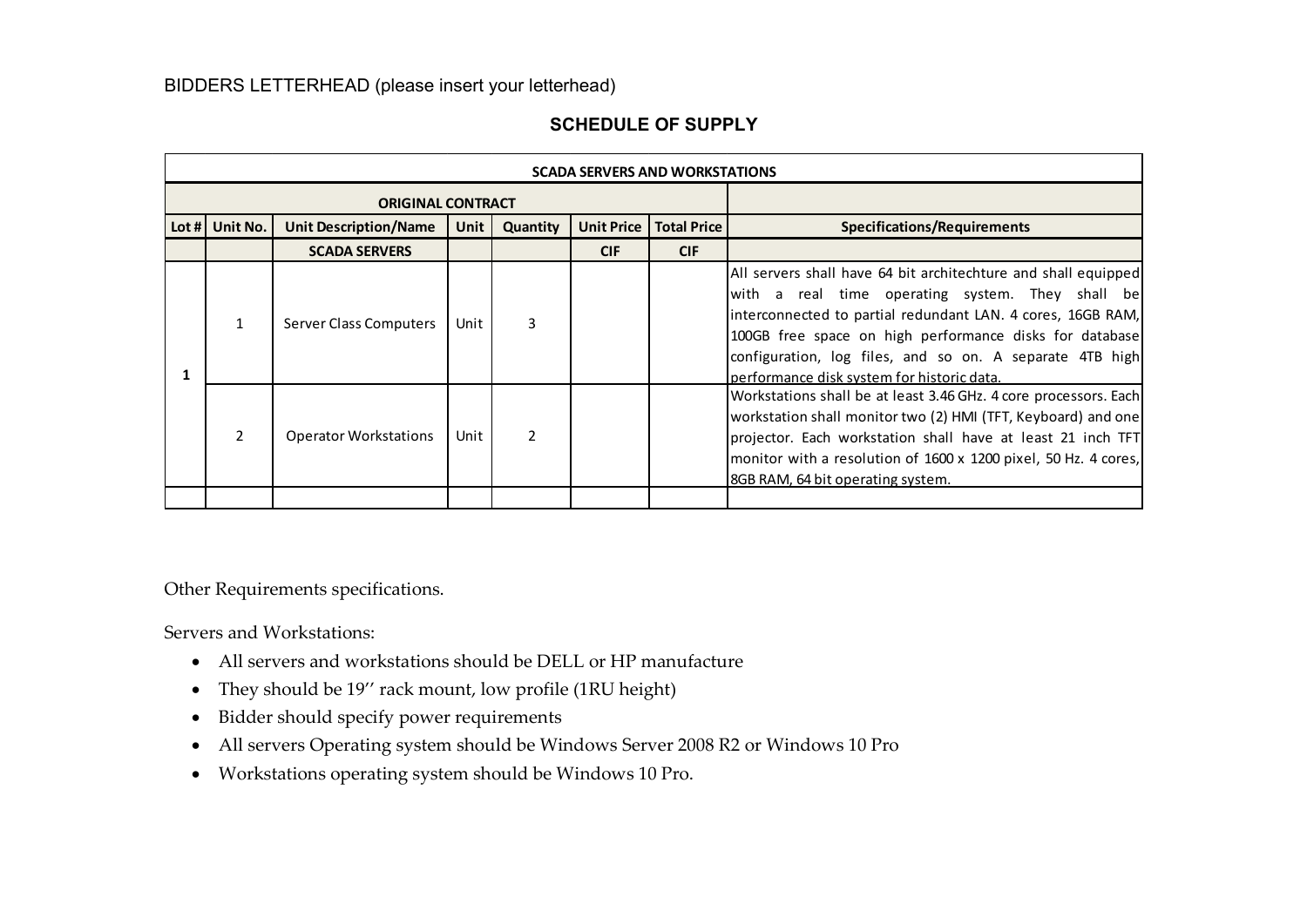BIDDERS LETTERHEAD (please insert your letterhead)

## SCHEDULE OF SUPPLY

| SCADA SERVERS AND WORKSTATIONS | | | | | | | |
|---|---|---|---|---|---|---|---|
| **ORIGINAL CONTRACT** | | | | | | | |
| **Lot #** | **Unit No.** | **Unit Description/Name** | **Unit** | **Quantity** | **Unit Price** | **Total Price** | **Specifications/Requirements** |
| | | **SCADA SERVERS** | | | **CIF** | **CIF** | |
| 1 | 1 | Server Class Computers | Unit | 3 | | | All servers shall have 64 bit architechture and shall equipped with a real time operating system. They shall be interconnected to partial redundant LAN. 4 cores, 16GB RAM, 100GB free space on high performance disks for database configuration, log files, and so on. A separate 4TB high performance disk system for historic data. |
| | 2 | Operator Workstations | Unit | 2 | | | Workstations shall be at least 3.46 GHz. 4 core processors. Each workstation shall monitor two (2) HMI (TFT, Keyboard) and one projector. Each workstation shall have at least 21 inch TFT monitor with a resolution of 1600 x 1200 pixel, 50 Hz. 4 cores, 8GB RAM, 64 bit operating system. |
| | | | | | | | |

Other Requirements specifications.

Servers and Workstations:

- All servers and workstations should be DELL or HP manufacture
- They should be 19'' rack mount, low profile (1RU height)
- Bidder should specify power requirements
- All servers Operating system should be Windows Server 2008 R2 or Windows 10 Pro
- Workstations operating system should be Windows 10 Pro.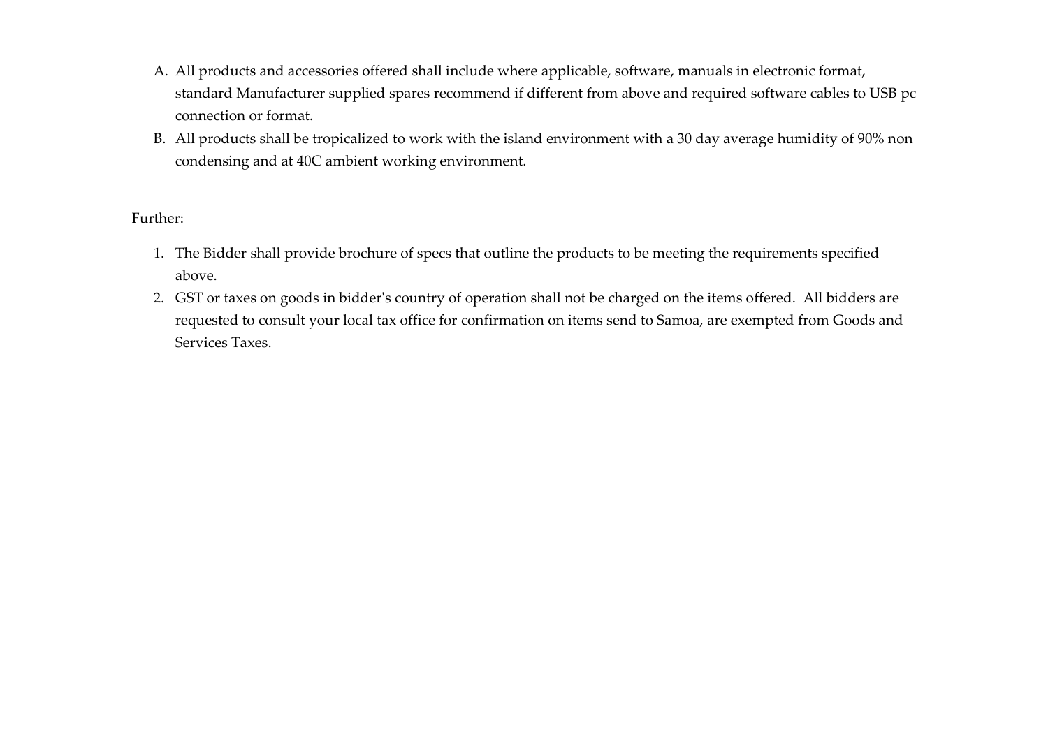A. All products and accessories offered shall include where applicable, software, manuals in electronic format, standard Manufacturer supplied spares recommend if different from above and required software cables to USB pc connection or format.
B. All products shall be tropicalized to work with the island environment with a 30 day average humidity of 90% non condensing and at 40C ambient working environment.

Further:

1. The Bidder shall provide brochure of specs that outline the products to be meeting the requirements specified above.
2. GST or taxes on goods in bidder's country of operation shall not be charged on the items offered. All bidders are requested to consult your local tax office for confirmation on items send to Samoa, are exempted from Goods and Services Taxes.